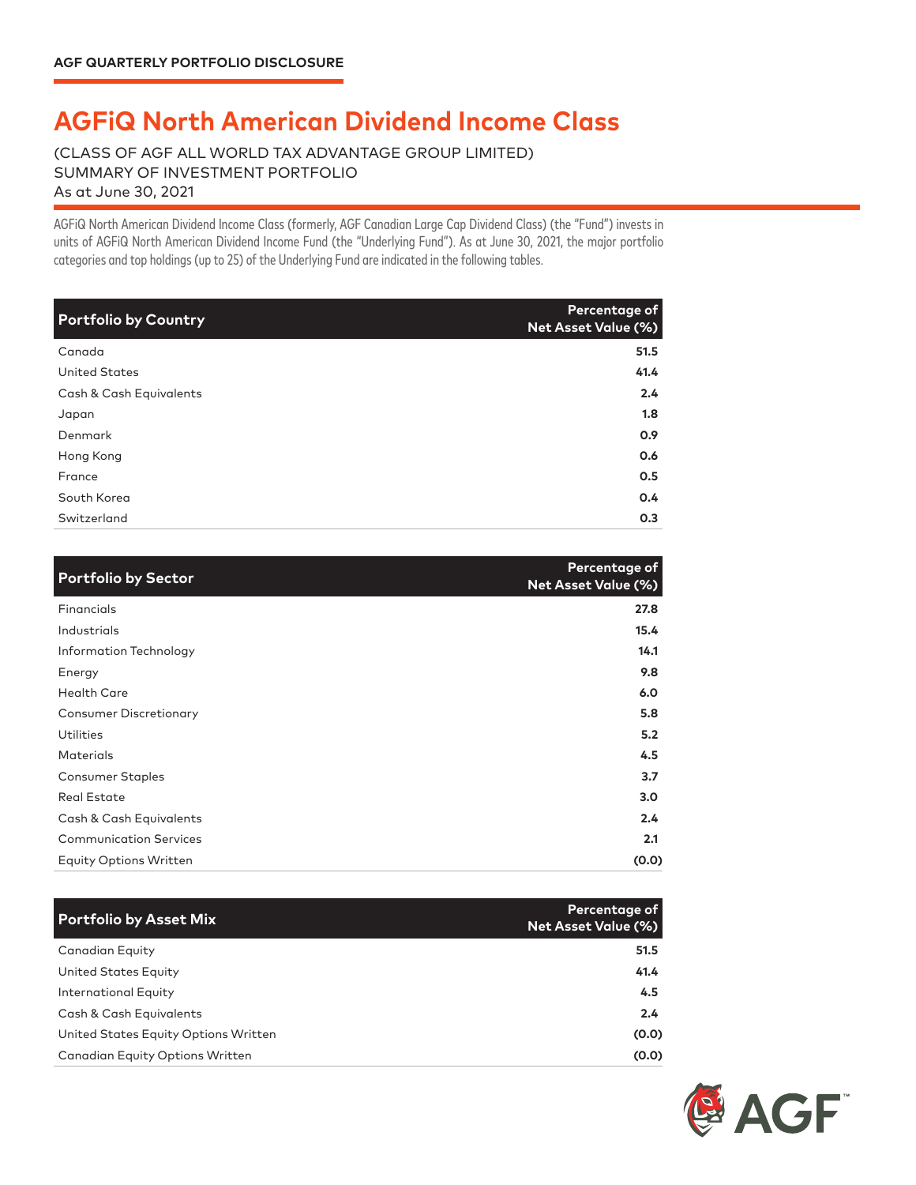AGF QUARTERLY PORTFOLIO DISCLOSURE

# AGFiQ North American Dividend Income Class

(CLASS OF AGF ALL WORLD TAX ADVANTAGE GROUP LIMITED)
SUMMARY OF INVESTMENT PORTFOLIO
As at June 30, 2021

AGFiQ North American Dividend Income Class (formerly, AGF Canadian Large Cap Dividend Class) (the "Fund") invests in units of AGFiQ North American Dividend Income Fund (the "Underlying Fund"). As at June 30, 2021, the major portfolio categories and top holdings (up to 25) of the Underlying Fund are indicated in the following tables.

| Portfolio by Country | Percentage of Net Asset Value (%) |
|---|---|
| Canada | 51.5 |
| United States | 41.4 |
| Cash & Cash Equivalents | 2.4 |
| Japan | 1.8 |
| Denmark | 0.9 |
| Hong Kong | 0.6 |
| France | 0.5 |
| South Korea | 0.4 |
| Switzerland | 0.3 |

| Portfolio by Sector | Percentage of Net Asset Value (%) |
|---|---|
| Financials | 27.8 |
| Industrials | 15.4 |
| Information Technology | 14.1 |
| Energy | 9.8 |
| Health Care | 6.0 |
| Consumer Discretionary | 5.8 |
| Utilities | 5.2 |
| Materials | 4.5 |
| Consumer Staples | 3.7 |
| Real Estate | 3.0 |
| Cash & Cash Equivalents | 2.4 |
| Communication Services | 2.1 |
| Equity Options Written | (0.0) |

| Portfolio by Asset Mix | Percentage of Net Asset Value (%) |
|---|---|
| Canadian Equity | 51.5 |
| United States Equity | 41.4 |
| International Equity | 4.5 |
| Cash & Cash Equivalents | 2.4 |
| United States Equity Options Written | (0.0) |
| Canadian Equity Options Written | (0.0) |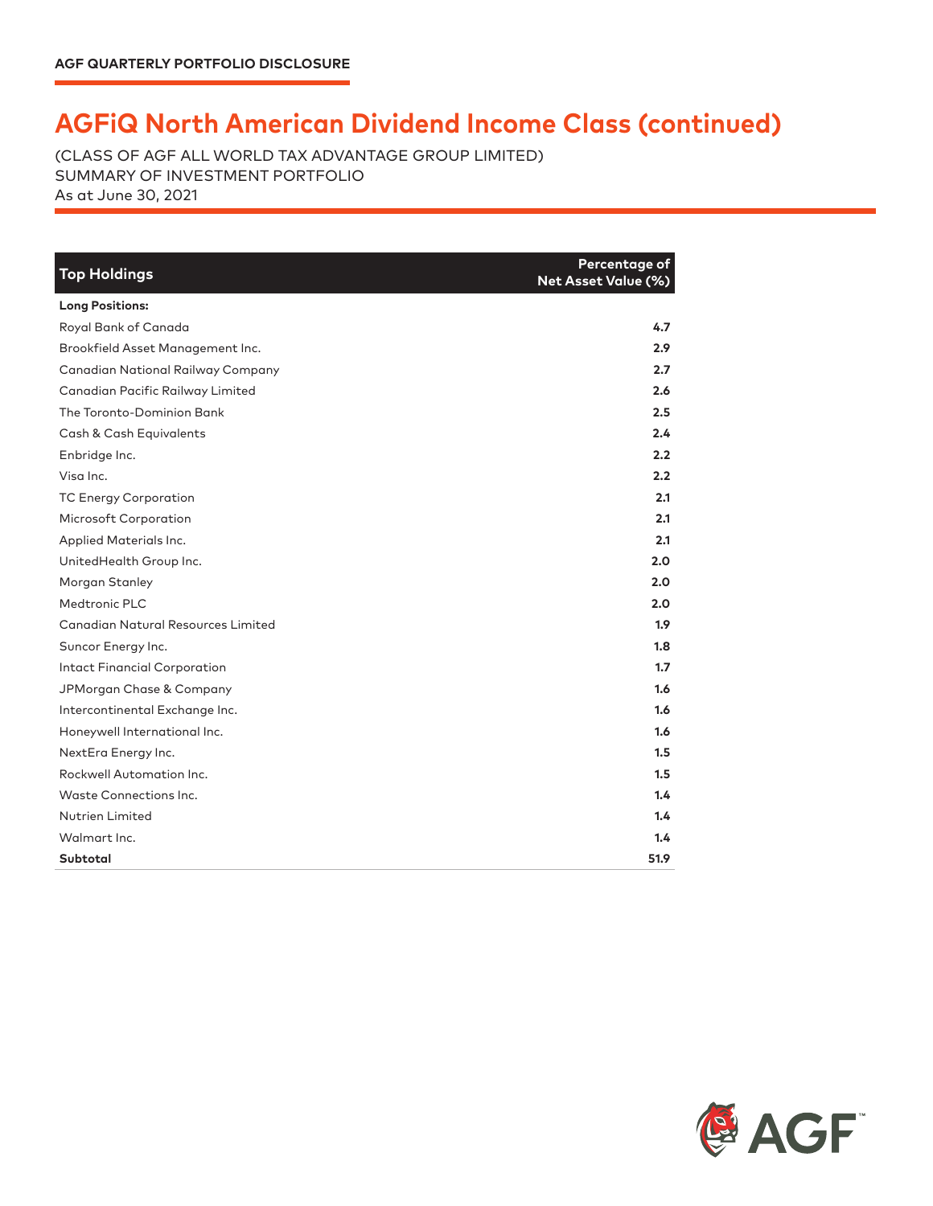# AGFiQ North American Dividend Income Class (continued)

(CLASS OF AGF ALL WORLD TAX ADVANTAGE GROUP LIMITED)
SUMMARY OF INVESTMENT PORTFOLIO
As at June 30, 2021

| Top Holdings | Percentage of Net Asset Value (%) |
|---|---|
| **Long Positions:** | |
| Royal Bank of Canada | **4.7** |
| Brookfield Asset Management Inc. | **2.9** |
| Canadian National Railway Company | **2.7** |
| Canadian Pacific Railway Limited | **2.6** |
| The Toronto-Dominion Bank | **2.5** |
| Cash & Cash Equivalents | **2.4** |
| Enbridge Inc. | **2.2** |
| Visa Inc. | **2.2** |
| TC Energy Corporation | **2.1** |
| Microsoft Corporation | **2.1** |
| Applied Materials Inc. | **2.1** |
| UnitedHealth Group Inc. | **2.0** |
| Morgan Stanley | **2.0** |
| Medtronic PLC | **2.0** |
| Canadian Natural Resources Limited | **1.9** |
| Suncor Energy Inc. | **1.8** |
| Intact Financial Corporation | **1.7** |
| JPMorgan Chase & Company | **1.6** |
| Intercontinental Exchange Inc. | **1.6** |
| Honeywell International Inc. | **1.6** |
| NextEra Energy Inc. | **1.5** |
| Rockwell Automation Inc. | **1.5** |
| Waste Connections Inc. | **1.4** |
| Nutrien Limited | **1.4** |
| Walmart Inc. | **1.4** |
| **Subtotal** | **51.9** |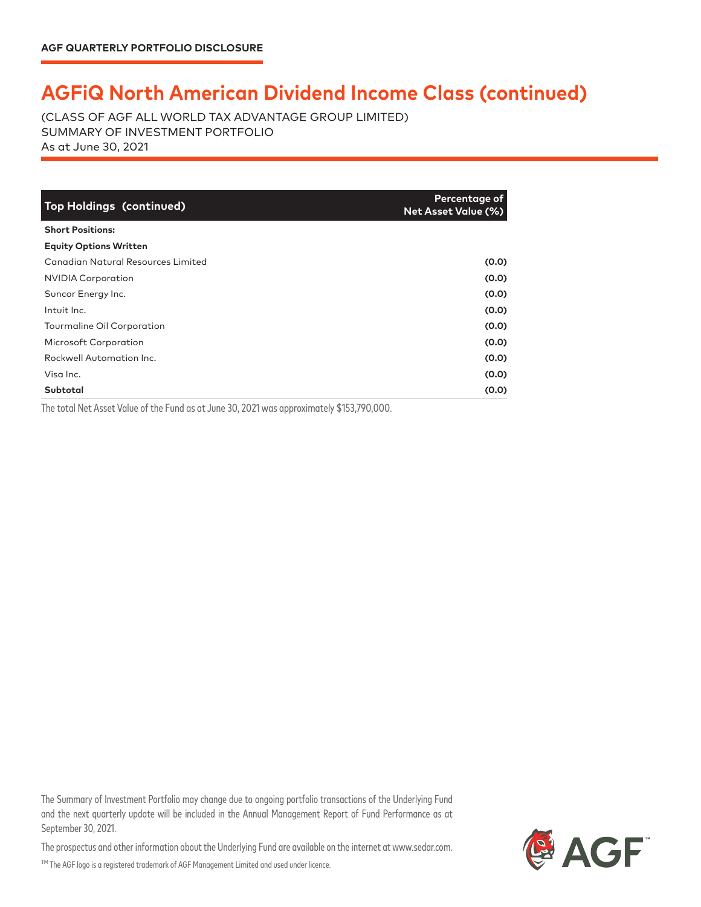# AGFiQ North American Dividend Income Class (continued)

(CLASS OF AGF ALL WORLD TAX ADVANTAGE GROUP LIMITED)
SUMMARY OF INVESTMENT PORTFOLIO
As at June 30, 2021

| Top Holdings (continued) | Percentage of Net Asset Value (%) |
|---|---|
| **Short Positions:** | |
| **Equity Options Written** | |
| Canadian Natural Resources Limited | **(0.0)** |
| NVIDIA Corporation | **(0.0)** |
| Suncor Energy Inc. | **(0.0)** |
| Intuit Inc. | **(0.0)** |
| Tourmaline Oil Corporation | **(0.0)** |
| Microsoft Corporation | **(0.0)** |
| Rockwell Automation Inc. | **(0.0)** |
| Visa Inc. | **(0.0)** |
| **Subtotal** | **(0.0)** |

The total Net Asset Value of the Fund as at June 30, 2021 was approximately $153,790,000.

The Summary of Investment Portfolio may change due to ongoing portfolio transactions of the Underlying Fund and the next quarterly update will be included in the Annual Management Report of Fund Performance as at September 30, 2021.

The prospectus and other information about the Underlying Fund are available on the internet at www.sedar.com.

TM The AGF logo is a registered trademark of AGF Management Limited and used under licence.